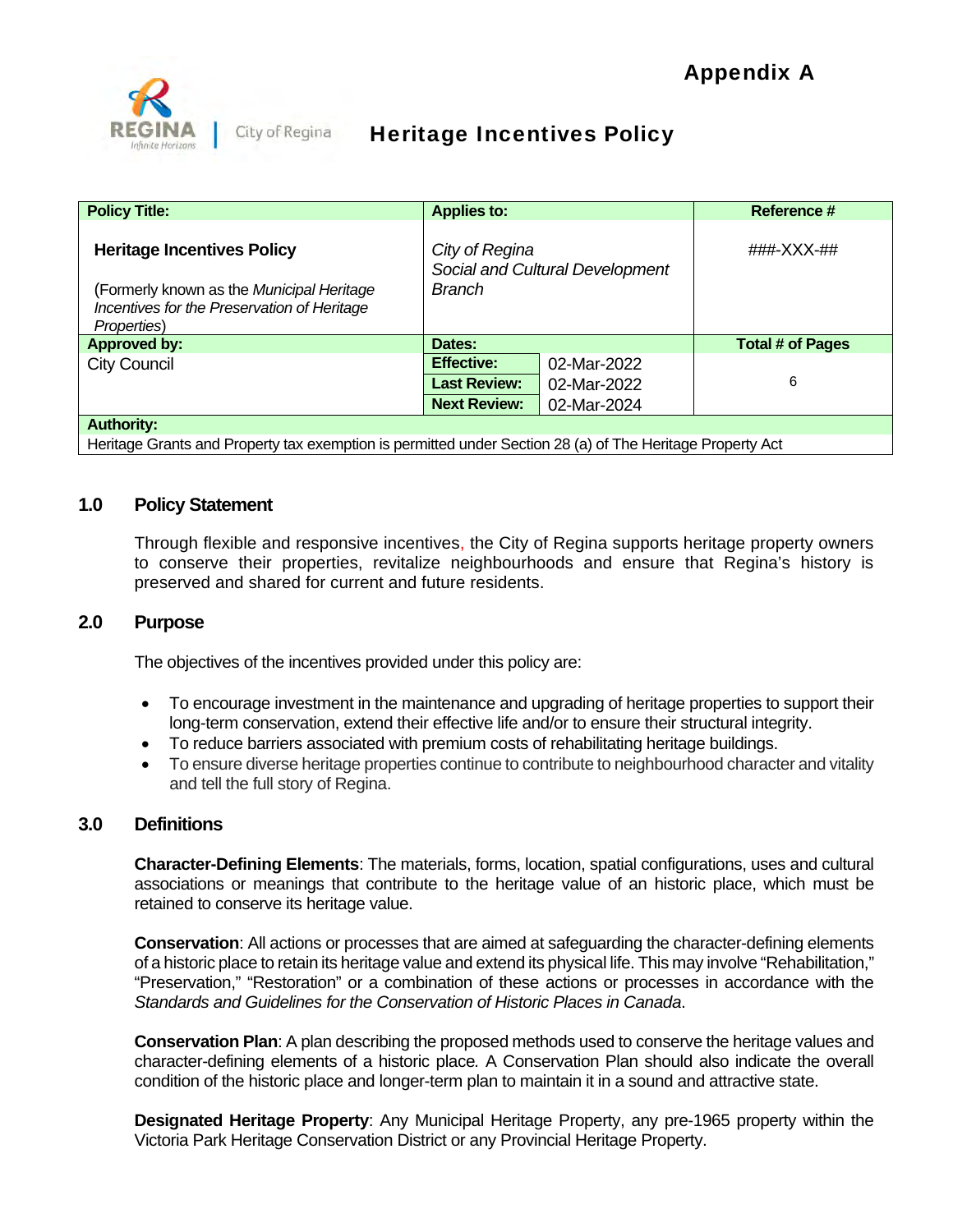Appendix A

# Heritage Incentives Policy

| Policy Title: | Applies to: | | Reference # |
|---|---|---|---|
| **Heritage Incentives Policy**<br><br>(Formerly known as the *Municipal Heritage Incentives for the Preservation of Heritage Properties*) | *City of Regina Social and Cultural Development Branch* | | ###-XXX-## |
| **Approved by:** | **Dates:** | | **Total # of Pages** |
| City Council | **Effective:** | 02-Mar-2022 | 6 |
| | **Last Review:** | 02-Mar-2022 | |
| | **Next Review:** | 02-Mar-2024 | |
| **Authority:** | | | |
| Heritage Grants and Property tax exemption is permitted under Section 28 (a) of The Heritage Property Act | | | |

## 1.0 Policy Statement

Through flexible and responsive incentives, the City of Regina supports heritage property owners to conserve their properties, revitalize neighbourhoods and ensure that Regina's history is preserved and shared for current and future residents.

## 2.0 Purpose

The objectives of the incentives provided under this policy are:

- To encourage investment in the maintenance and upgrading of heritage properties to support their long-term conservation, extend their effective life and/or to ensure their structural integrity.
- To reduce barriers associated with premium costs of rehabilitating heritage buildings.
- To ensure diverse heritage properties continue to contribute to neighbourhood character and vitality and tell the full story of Regina.

## 3.0 Definitions

**Character-Defining Elements**: The materials, forms, location, spatial configurations, uses and cultural associations or meanings that contribute to the heritage value of an historic place, which must be retained to conserve its heritage value.

**Conservation**: All actions or processes that are aimed at safeguarding the character-defining elements of a historic place to retain its heritage value and extend its physical life. This may involve "Rehabilitation," "Preservation," "Restoration" or a combination of these actions or processes in accordance with the *Standards and Guidelines for the Conservation of Historic Places in Canada*.

**Conservation Plan**: A plan describing the proposed methods used to conserve the heritage values and character-defining elements of a historic place. A Conservation Plan should also indicate the overall condition of the historic place and longer-term plan to maintain it in a sound and attractive state.

**Designated Heritage Property**: Any Municipal Heritage Property, any pre-1965 property within the Victoria Park Heritage Conservation District or any Provincial Heritage Property.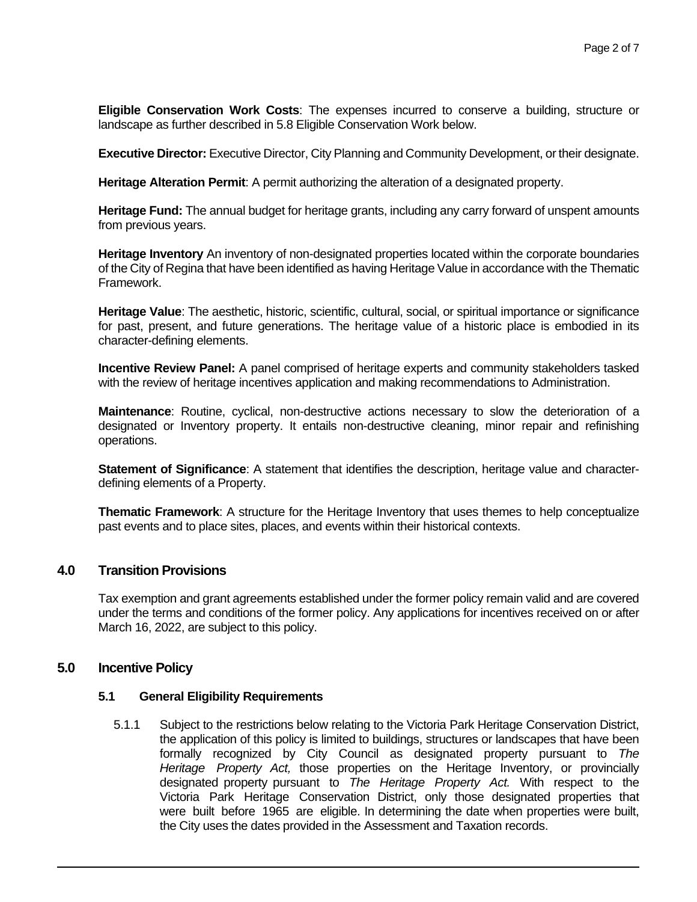**Eligible Conservation Work Costs**: The expenses incurred to conserve a building, structure or landscape as further described in 5.8 Eligible Conservation Work below.

**Executive Director:** Executive Director, City Planning and Community Development, or their designate.

**Heritage Alteration Permit**: A permit authorizing the alteration of a designated property.

**Heritage Fund:** The annual budget for heritage grants, including any carry forward of unspent amounts from previous years.

**Heritage Inventory** An inventory of non-designated properties located within the corporate boundaries of the City of Regina that have been identified as having Heritage Value in accordance with the Thematic Framework.

**Heritage Value**: The aesthetic, historic, scientific, cultural, social, or spiritual importance or significance for past, present, and future generations. The heritage value of a historic place is embodied in its character-defining elements.

**Incentive Review Panel:** A panel comprised of heritage experts and community stakeholders tasked with the review of heritage incentives application and making recommendations to Administration.

**Maintenance**: Routine, cyclical, non-destructive actions necessary to slow the deterioration of a designated or Inventory property. It entails non-destructive cleaning, minor repair and refinishing operations.

**Statement of Significance**: A statement that identifies the description, heritage value and character-defining elements of a Property.

**Thematic Framework**: A structure for the Heritage Inventory that uses themes to help conceptualize past events and to place sites, places, and events within their historical contexts.

## 4.0 Transition Provisions

Tax exemption and grant agreements established under the former policy remain valid and are covered under the terms and conditions of the former policy. Any applications for incentives received on or after March 16, 2022, are subject to this policy.

## 5.0 Incentive Policy

### 5.1 General Eligibility Requirements

5.1.1 Subject to the restrictions below relating to the Victoria Park Heritage Conservation District, the application of this policy is limited to buildings, structures or landscapes that have been formally recognized by City Council as designated property pursuant to *The Heritage Property Act,* those properties on the Heritage Inventory, or provincially designated property pursuant to *The Heritage Property Act.* With respect to the Victoria Park Heritage Conservation District, only those designated properties that were built before 1965 are eligible. In determining the date when properties were built, the City uses the dates provided in the Assessment and Taxation records.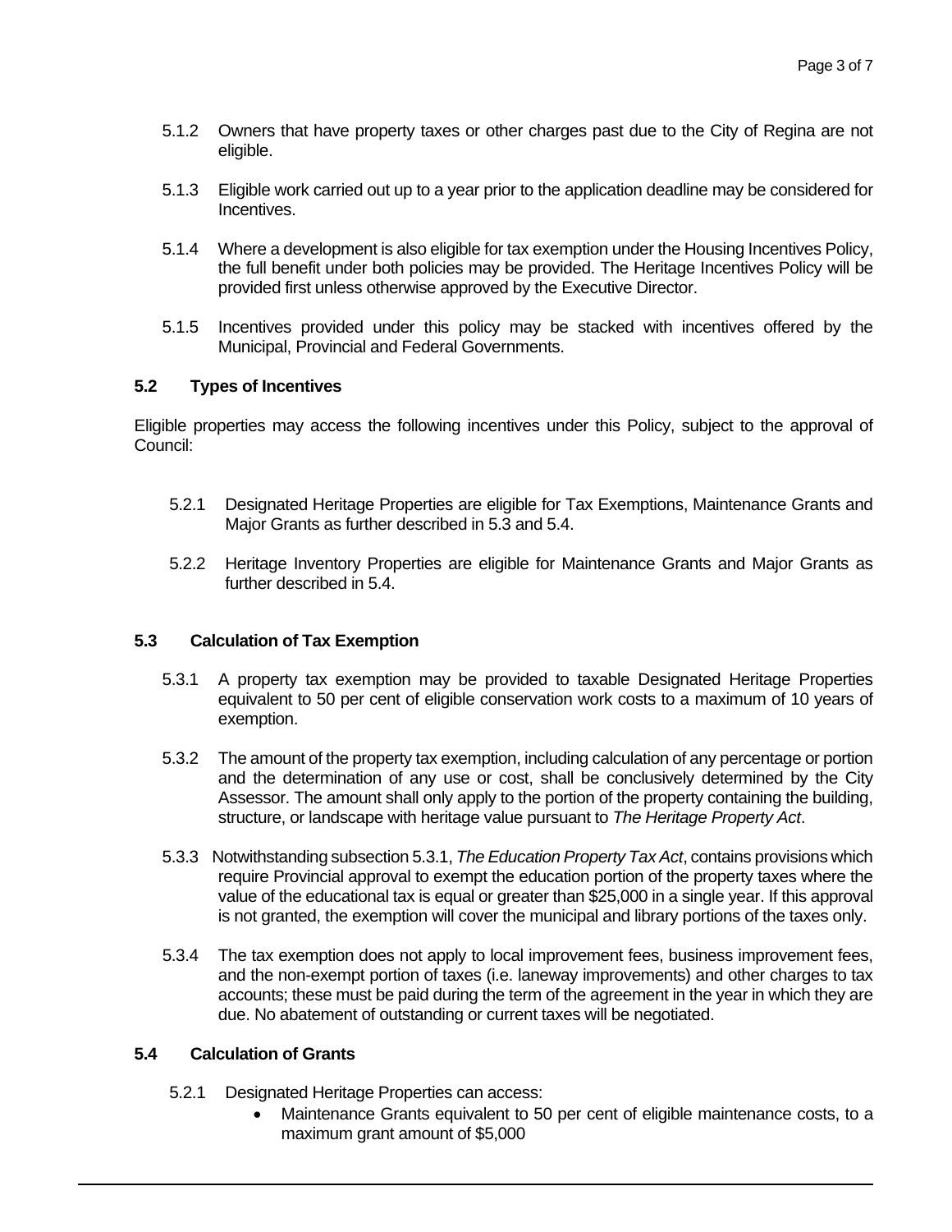5.1.2 Owners that have property taxes or other charges past due to the City of Regina are not eligible.

5.1.3 Eligible work carried out up to a year prior to the application deadline may be considered for Incentives.

5.1.4 Where a development is also eligible for tax exemption under the Housing Incentives Policy, the full benefit under both policies may be provided. The Heritage Incentives Policy will be provided first unless otherwise approved by the Executive Director.

5.1.5 Incentives provided under this policy may be stacked with incentives offered by the Municipal, Provincial and Federal Governments.

### 5.2 Types of Incentives

Eligible properties may access the following incentives under this Policy, subject to the approval of Council:

5.2.1 Designated Heritage Properties are eligible for Tax Exemptions, Maintenance Grants and Major Grants as further described in 5.3 and 5.4.

5.2.2 Heritage Inventory Properties are eligible for Maintenance Grants and Major Grants as further described in 5.4.

### 5.3 Calculation of Tax Exemption

5.3.1 A property tax exemption may be provided to taxable Designated Heritage Properties equivalent to 50 per cent of eligible conservation work costs to a maximum of 10 years of exemption.

5.3.2 The amount of the property tax exemption, including calculation of any percentage or portion and the determination of any use or cost, shall be conclusively determined by the City Assessor. The amount shall only apply to the portion of the property containing the building, structure, or landscape with heritage value pursuant to *The Heritage Property Act*.

5.3.3 Notwithstanding subsection 5.3.1, *The Education Property Tax Act*, contains provisions which require Provincial approval to exempt the education portion of the property taxes where the value of the educational tax is equal or greater than $25,000 in a single year. If this approval is not granted, the exemption will cover the municipal and library portions of the taxes only.

5.3.4 The tax exemption does not apply to local improvement fees, business improvement fees, and the non-exempt portion of taxes (i.e. laneway improvements) and other charges to tax accounts; these must be paid during the term of the agreement in the year in which they are due. No abatement of outstanding or current taxes will be negotiated.

### 5.4 Calculation of Grants

5.2.1 Designated Heritage Properties can access:

- Maintenance Grants equivalent to 50 per cent of eligible maintenance costs, to a maximum grant amount of $5,000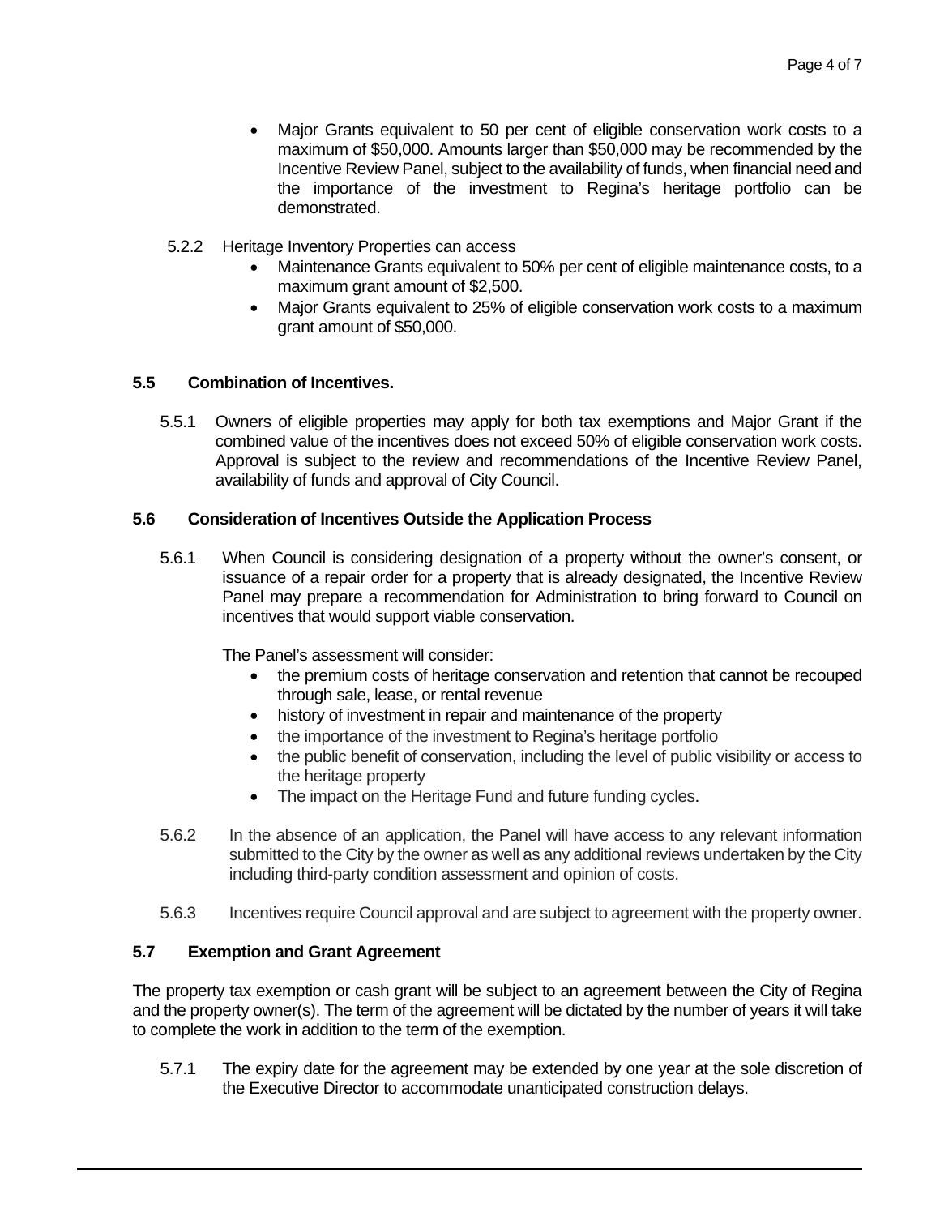- Major Grants equivalent to 50 per cent of eligible conservation work costs to a maximum of $50,000. Amounts larger than $50,000 may be recommended by the Incentive Review Panel, subject to the availability of funds, when financial need and the importance of the investment to Regina's heritage portfolio can be demonstrated.

5.2.2 Heritage Inventory Properties can access

- Maintenance Grants equivalent to 50% per cent of eligible maintenance costs, to a maximum grant amount of $2,500.
- Major Grants equivalent to 25% of eligible conservation work costs to a maximum grant amount of $50,000.

### 5.5 Combination of Incentives.

5.5.1 Owners of eligible properties may apply for both tax exemptions and Major Grant if the combined value of the incentives does not exceed 50% of eligible conservation work costs. Approval is subject to the review and recommendations of the Incentive Review Panel, availability of funds and approval of City Council.

### 5.6 Consideration of Incentives Outside the Application Process

5.6.1 When Council is considering designation of a property without the owner's consent, or issuance of a repair order for a property that is already designated, the Incentive Review Panel may prepare a recommendation for Administration to bring forward to Council on incentives that would support viable conservation.

The Panel's assessment will consider:

- the premium costs of heritage conservation and retention that cannot be recouped through sale, lease, or rental revenue
- history of investment in repair and maintenance of the property
- the importance of the investment to Regina's heritage portfolio
- the public benefit of conservation, including the level of public visibility or access to the heritage property
- The impact on the Heritage Fund and future funding cycles.

5.6.2 In the absence of an application, the Panel will have access to any relevant information submitted to the City by the owner as well as any additional reviews undertaken by the City including third-party condition assessment and opinion of costs.

5.6.3 Incentives require Council approval and are subject to agreement with the property owner.

### 5.7 Exemption and Grant Agreement

The property tax exemption or cash grant will be subject to an agreement between the City of Regina and the property owner(s). The term of the agreement will be dictated by the number of years it will take to complete the work in addition to the term of the exemption.

5.7.1 The expiry date for the agreement may be extended by one year at the sole discretion of the Executive Director to accommodate unanticipated construction delays.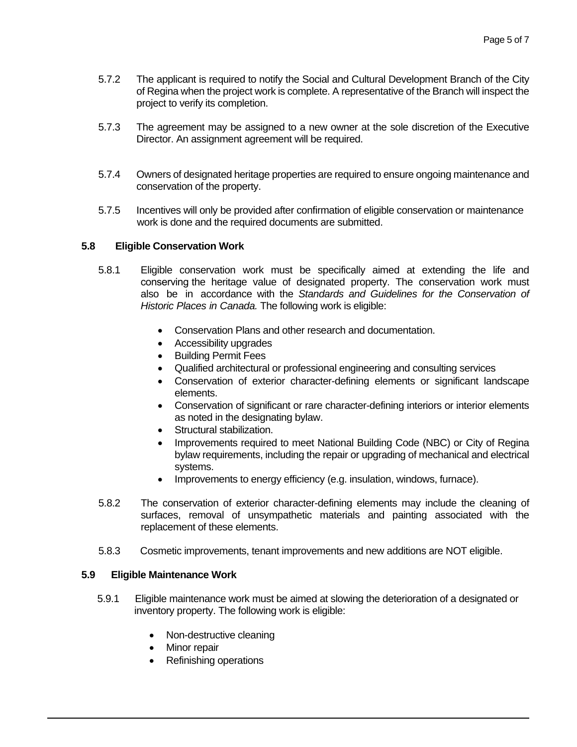5.7.2 The applicant is required to notify the Social and Cultural Development Branch of the City of Regina when the project work is complete. A representative of the Branch will inspect the project to verify its completion.

5.7.3 The agreement may be assigned to a new owner at the sole discretion of the Executive Director. An assignment agreement will be required.

5.7.4 Owners of designated heritage properties are required to ensure ongoing maintenance and conservation of the property.

5.7.5 Incentives will only be provided after confirmation of eligible conservation or maintenance work is done and the required documents are submitted.

### 5.8 Eligible Conservation Work

5.8.1 Eligible conservation work must be specifically aimed at extending the life and conserving the heritage value of designated property. The conservation work must also be in accordance with the *Standards and Guidelines for the Conservation of Historic Places in Canada.* The following work is eligible:

- Conservation Plans and other research and documentation.
- Accessibility upgrades
- Building Permit Fees
- Qualified architectural or professional engineering and consulting services
- Conservation of exterior character-defining elements or significant landscape elements.
- Conservation of significant or rare character-defining interiors or interior elements as noted in the designating bylaw.
- Structural stabilization.
- Improvements required to meet National Building Code (NBC) or City of Regina bylaw requirements, including the repair or upgrading of mechanical and electrical systems.
- Improvements to energy efficiency (e.g. insulation, windows, furnace).

5.8.2 The conservation of exterior character-defining elements may include the cleaning of surfaces, removal of unsympathetic materials and painting associated with the replacement of these elements.

5.8.3 Cosmetic improvements, tenant improvements and new additions are NOT eligible.

### 5.9 Eligible Maintenance Work

5.9.1 Eligible maintenance work must be aimed at slowing the deterioration of a designated or inventory property. The following work is eligible:

- Non-destructive cleaning
- Minor repair
- Refinishing operations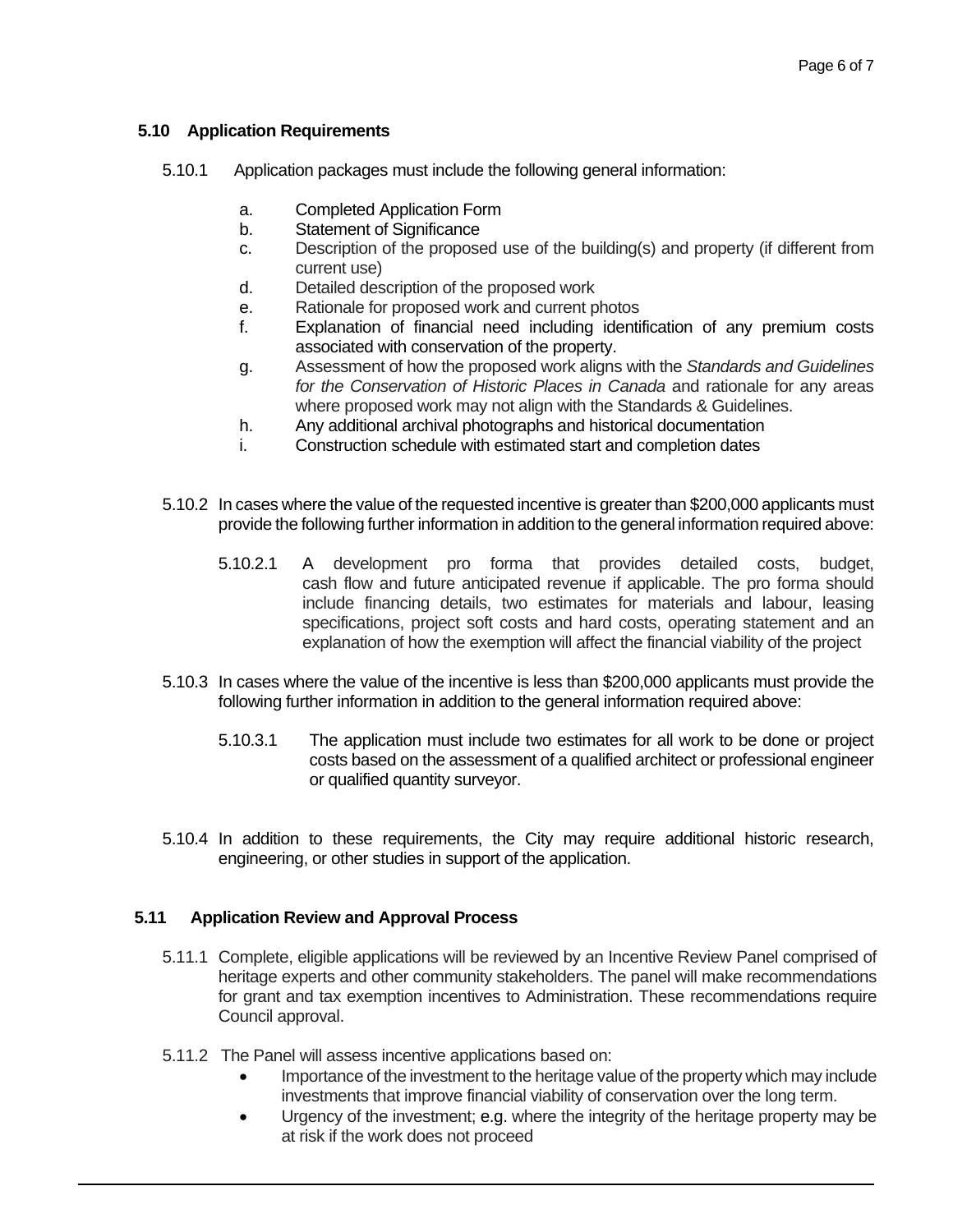### 5.10 Application Requirements

5.10.1 Application packages must include the following general information:

a. Completed Application Form
b. Statement of Significance
c. Description of the proposed use of the building(s) and property (if different from current use)
d. Detailed description of the proposed work
e. Rationale for proposed work and current photos
f. Explanation of financial need including identification of any premium costs associated with conservation of the property.
g. Assessment of how the proposed work aligns with the *Standards and Guidelines for the Conservation of Historic Places in Canada* and rationale for any areas where proposed work may not align with the Standards & Guidelines.
h. Any additional archival photographs and historical documentation
i. Construction schedule with estimated start and completion dates

5.10.2 In cases where the value of the requested incentive is greater than $200,000 applicants must provide the following further information in addition to the general information required above:

5.10.2.1 A development pro forma that provides detailed costs, budget, cash flow and future anticipated revenue if applicable. The pro forma should include financing details, two estimates for materials and labour, leasing specifications, project soft costs and hard costs, operating statement and an explanation of how the exemption will affect the financial viability of the project

5.10.3 In cases where the value of the incentive is less than $200,000 applicants must provide the following further information in addition to the general information required above:

5.10.3.1 The application must include two estimates for all work to be done or project costs based on the assessment of a qualified architect or professional engineer or qualified quantity surveyor.

5.10.4 In addition to these requirements, the City may require additional historic research, engineering, or other studies in support of the application.

### 5.11 Application Review and Approval Process

5.11.1 Complete, eligible applications will be reviewed by an Incentive Review Panel comprised of heritage experts and other community stakeholders. The panel will make recommendations for grant and tax exemption incentives to Administration. These recommendations require Council approval.

5.11.2 The Panel will assess incentive applications based on:

- Importance of the investment to the heritage value of the property which may include investments that improve financial viability of conservation over the long term.
- Urgency of the investment; e.g. where the integrity of the heritage property may be at risk if the work does not proceed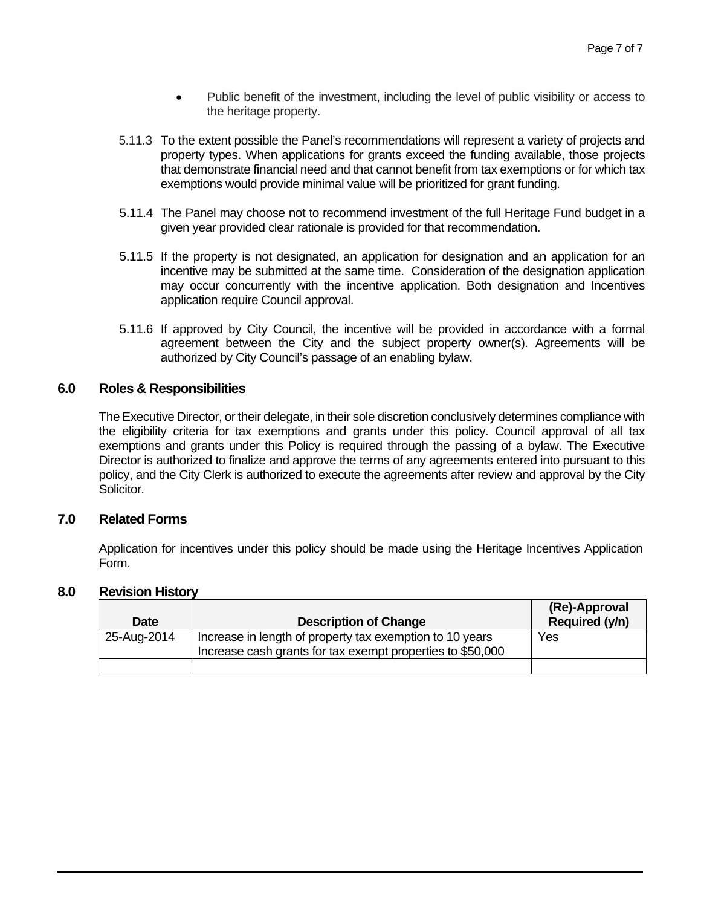- Public benefit of the investment, including the level of public visibility or access to the heritage property.

5.11.3 To the extent possible the Panel's recommendations will represent a variety of projects and property types. When applications for grants exceed the funding available, those projects that demonstrate financial need and that cannot benefit from tax exemptions or for which tax exemptions would provide minimal value will be prioritized for grant funding.

5.11.4 The Panel may choose not to recommend investment of the full Heritage Fund budget in a given year provided clear rationale is provided for that recommendation.

5.11.5 If the property is not designated, an application for designation and an application for an incentive may be submitted at the same time. Consideration of the designation application may occur concurrently with the incentive application. Both designation and Incentives application require Council approval.

5.11.6 If approved by City Council, the incentive will be provided in accordance with a formal agreement between the City and the subject property owner(s). Agreements will be authorized by City Council's passage of an enabling bylaw.

## 6.0 Roles & Responsibilities

The Executive Director, or their delegate, in their sole discretion conclusively determines compliance with the eligibility criteria for tax exemptions and grants under this policy. Council approval of all tax exemptions and grants under this Policy is required through the passing of a bylaw. The Executive Director is authorized to finalize and approve the terms of any agreements entered into pursuant to this policy, and the City Clerk is authorized to execute the agreements after review and approval by the City Solicitor.

## 7.0 Related Forms

Application for incentives under this policy should be made using the Heritage Incentives Application Form.

## 8.0 Revision History

| Date | Description of Change | (Re)-Approval Required (y/n) |
|---|---|---|
| 25-Aug-2014 | Increase in length of property tax exemption to 10 years<br>Increase cash grants for tax exempt properties to $50,000 | Yes |
| | | |